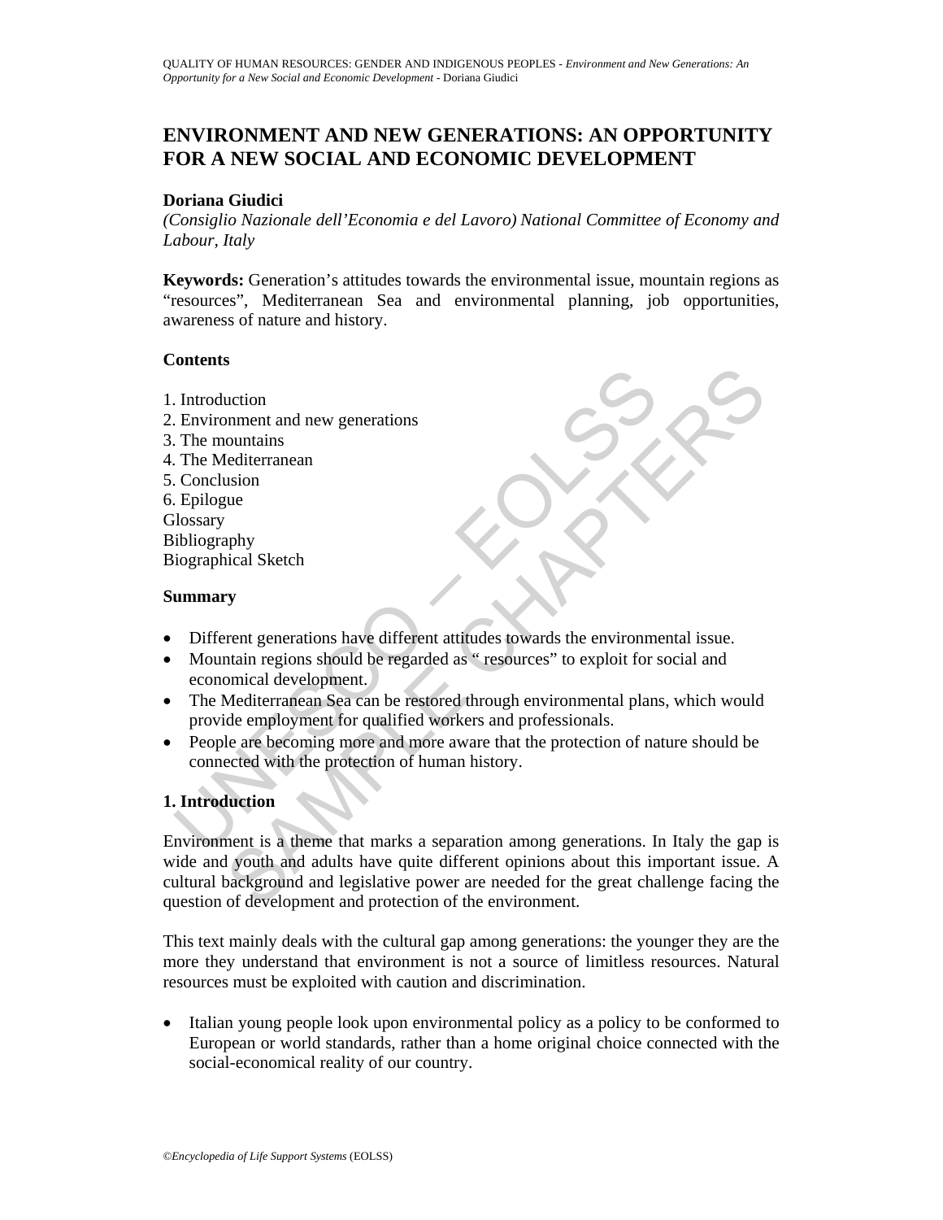# ENVIRONMENT AND NEW GENERATIONS: AN OPPORTUNITY FOR A NEW SOCIAL AND ECONOMIC DEVELOPMENT

**Doriana Giudici**

*(Consiglio Nazionale dell'Economia e del Lavoro) National Committee of Economy and Labour, Italy*

**Keywords:** Generation's attitudes towards the environmental issue, mountain regions as "resources", Mediterranean Sea and environmental planning, job opportunities, awareness of nature and history.

## Contents

1. Introduction
2. Environment and new generations
3. The mountains
4. The Mediterranean
5. Conclusion
6. Epilogue

Glossary
Bibliography
Biographical Sketch

## Summary

- Different generations have different attitudes towards the environmental issue.
- Mountain regions should be regarded as " resources" to exploit for social and economical development.
- The Mediterranean Sea can be restored through environmental plans, which would provide employment for qualified workers and professionals.
- People are becoming more and more aware that the protection of nature should be connected with the protection of human history.

## 1. Introduction

Environment is a theme that marks a separation among generations. In Italy the gap is wide and youth and adults have quite different opinions about this important issue. A cultural background and legislative power are needed for the great challenge facing the question of development and protection of the environment.

This text mainly deals with the cultural gap among generations: the younger they are the more they understand that environment is not a source of limitless resources. Natural resources must be exploited with caution and discrimination.

- Italian young people look upon environmental policy as a policy to be conformed to European or world standards, rather than a home original choice connected with the social-economical reality of our country.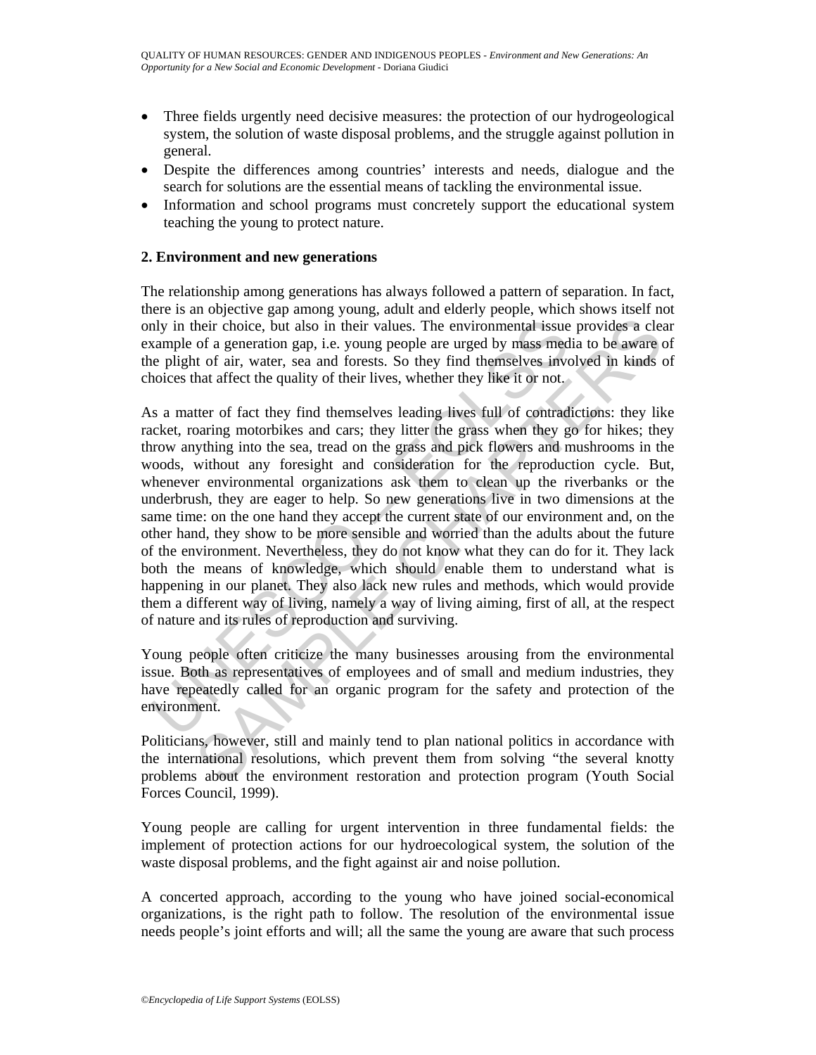- Three fields urgently need decisive measures: the protection of our hydrogeological system, the solution of waste disposal problems, and the struggle against pollution in general.
- Despite the differences among countries' interests and needs, dialogue and the search for solutions are the essential means of tackling the environmental issue.
- Information and school programs must concretely support the educational system teaching the young to protect nature.

## 2. Environment and new generations

The relationship among generations has always followed a pattern of separation. In fact, there is an objective gap among young, adult and elderly people, which shows itself not only in their choice, but also in their values. The environmental issue provides a clear example of a generation gap, i.e. young people are urged by mass media to be aware of the plight of air, water, sea and forests. So they find themselves involved in kinds of choices that affect the quality of their lives, whether they like it or not.

As a matter of fact they find themselves leading lives full of contradictions: they like racket, roaring motorbikes and cars; they litter the grass when they go for hikes; they throw anything into the sea, tread on the grass and pick flowers and mushrooms in the woods, without any foresight and consideration for the reproduction cycle. But, whenever environmental organizations ask them to clean up the riverbanks or the underbrush, they are eager to help. So new generations live in two dimensions at the same time: on the one hand they accept the current state of our environment and, on the other hand, they show to be more sensible and worried than the adults about the future of the environment. Nevertheless, they do not know what they can do for it. They lack both the means of knowledge, which should enable them to understand what is happening in our planet. They also lack new rules and methods, which would provide them a different way of living, namely a way of living aiming, first of all, at the respect of nature and its rules of reproduction and surviving.

Young people often criticize the many businesses arousing from the environmental issue. Both as representatives of employees and of small and medium industries, they have repeatedly called for an organic program for the safety and protection of the environment.

Politicians, however, still and mainly tend to plan national politics in accordance with the international resolutions, which prevent them from solving "the several knotty problems about the environment restoration and protection program (Youth Social Forces Council, 1999).

Young people are calling for urgent intervention in three fundamental fields: the implement of protection actions for our hydroecological system, the solution of the waste disposal problems, and the fight against air and noise pollution.

A concerted approach, according to the young who have joined social-economical organizations, is the right path to follow. The resolution of the environmental issue needs people's joint efforts and will; all the same the young are aware that such process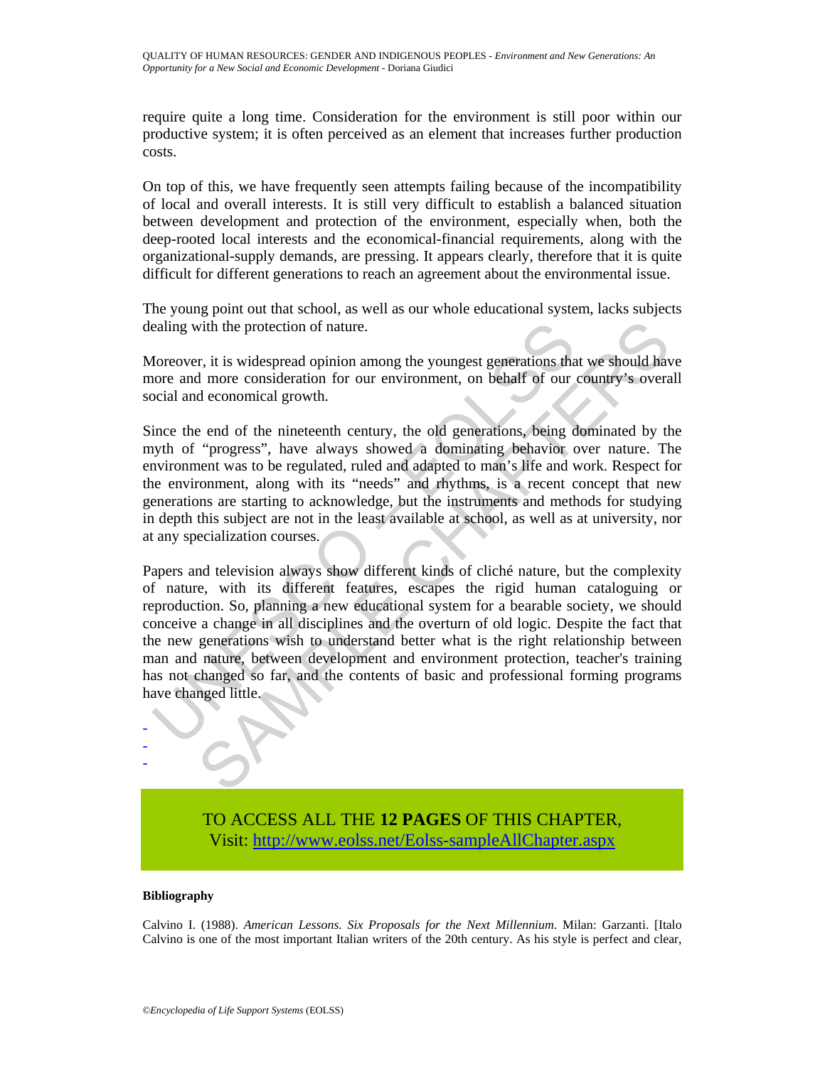require quite a long time. Consideration for the environment is still poor within our productive system; it is often perceived as an element that increases further production costs.

On top of this, we have frequently seen attempts failing because of the incompatibility of local and overall interests. It is still very difficult to establish a balanced situation between development and protection of the environment, especially when, both the deep-rooted local interests and the economical-financial requirements, along with the organizational-supply demands, are pressing. It appears clearly, therefore that it is quite difficult for different generations to reach an agreement about the environmental issue.

The young point out that school, as well as our whole educational system, lacks subjects dealing with the protection of nature.

Moreover, it is widespread opinion among the youngest generations that we should have more and more consideration for our environment, on behalf of our country's overall social and economical growth.

Since the end of the nineteenth century, the old generations, being dominated by the myth of "progress", have always showed a dominating behavior over nature. The environment was to be regulated, ruled and adapted to man's life and work. Respect for the environment, along with its "needs" and rhythms, is a recent concept that new generations are starting to acknowledge, but the instruments and methods for studying in depth this subject are not in the least available at school, as well as at university, nor at any specialization courses.

Papers and television always show different kinds of cliché nature, but the complexity of nature, with its different features, escapes the rigid human cataloguing or reproduction. So, planning a new educational system for a bearable society, we should conceive a change in all disciplines and the overturn of old logic. Despite the fact that the new generations wish to understand better what is the right relationship between man and nature, between development and environment protection, teacher's training has not changed so far, and the contents of basic and professional forming programs have changed little.

-
-
-

TO ACCESS ALL THE **12 PAGES** OF THIS CHAPTER,
Visit: http://www.eolss.net/Eolss-sampleAllChapter.aspx

**Bibliography**

Calvino I. (1988). *American Lessons. Six Proposals for the Next Millennium*. Milan: Garzanti. [Italo Calvino is one of the most important Italian writers of the 20th century. As his style is perfect and clear,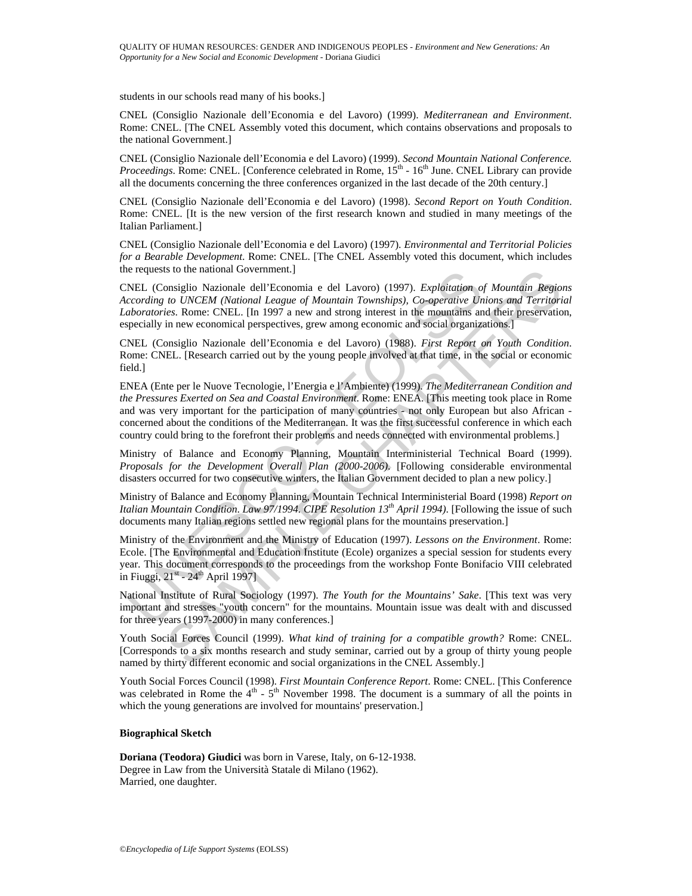students in our schools read many of his books.]

CNEL (Consiglio Nazionale dell'Economia e del Lavoro) (1999). *Mediterranean and Environment*. Rome: CNEL. [The CNEL Assembly voted this document, which contains observations and proposals to the national Government.]

CNEL (Consiglio Nazionale dell'Economia e del Lavoro) (1999). *Second Mountain National Conference. Proceedings*. Rome: CNEL. [Conference celebrated in Rome, 15th - 16th June. CNEL Library can provide all the documents concerning the three conferences organized in the last decade of the 20th century.]

CNEL (Consiglio Nazionale dell'Economia e del Lavoro) (1998). *Second Report on Youth Condition*. Rome: CNEL. [It is the new version of the first research known and studied in many meetings of the Italian Parliament.]

CNEL (Consiglio Nazionale dell'Economia e del Lavoro) (1997). *Environmental and Territorial Policies for a Bearable Development*. Rome: CNEL. [The CNEL Assembly voted this document, which includes the requests to the national Government.]

CNEL (Consiglio Nazionale dell'Economia e del Lavoro) (1997). *Exploitation of Mountain Regions According to UNCEM (National League of Mountain Townships), Co-operative Unions and Territorial Laboratories*. Rome: CNEL. [In 1997 a new and strong interest in the mountains and their preservation, especially in new economical perspectives, grew among economic and social organizations.]

CNEL (Consiglio Nazionale dell'Economia e del Lavoro) (1988). *First Report on Youth Condition*. Rome: CNEL. [Research carried out by the young people involved at that time, in the social or economic field.]

ENEA (Ente per le Nuove Tecnologie, l'Energia e l'Ambiente) (1999). *The Mediterranean Condition and the Pressures Exerted on Sea and Coastal Environment*. Rome: ENEA. [This meeting took place in Rome and was very important for the participation of many countries - not only European but also African - concerned about the conditions of the Mediterranean. It was the first successful conference in which each country could bring to the forefront their problems and needs connected with environmental problems.]

Ministry of Balance and Economy Planning, Mountain Interministerial Technical Board (1999). *Proposals for the Development Overall Plan (2000-2006)*. [Following considerable environmental disasters occurred for two consecutive winters, the Italian Government decided to plan a new policy.]

Ministry of Balance and Economy Planning, Mountain Technical Interministerial Board (1998) *Report on Italian Mountain Condition. Law 97/1994. CIPE Resolution 13th April 1994)*. [Following the issue of such documents many Italian regions settled new regional plans for the mountains preservation.]

Ministry of the Environment and the Ministry of Education (1997). *Lessons on the Environment*. Rome: Ecole. [The Environmental and Education Institute (Ecole) organizes a special session for students every year. This document corresponds to the proceedings from the workshop Fonte Bonifacio VIII celebrated in Fiuggi, 21st - 24th April 1997]

National Institute of Rural Sociology (1997). *The Youth for the Mountains' Sake*. [This text was very important and stresses "youth concern" for the mountains. Mountain issue was dealt with and discussed for three years (1997-2000) in many conferences.]

Youth Social Forces Council (1999). *What kind of training for a compatible growth?* Rome: CNEL. [Corresponds to a six months research and study seminar, carried out by a group of thirty young people named by thirty different economic and social organizations in the CNEL Assembly.]

Youth Social Forces Council (1998). *First Mountain Conference Report*. Rome: CNEL. [This Conference was celebrated in Rome the 4th - 5th November 1998. The document is a summary of all the points in which the young generations are involved for mountains' preservation.]

### Biographical Sketch

**Doriana (Teodora) Giudici** was born in Varese, Italy, on 6-12-1938.
Degree in Law from the Università Statale di Milano (1962).
Married, one daughter.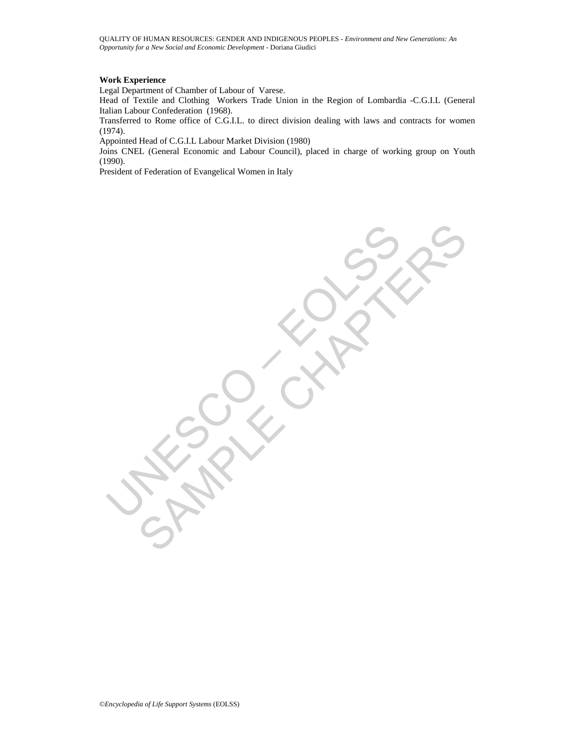**Work Experience**

Legal Department of Chamber of Labour of Varese.

Head of Textile and Clothing Workers Trade Union in the Region of Lombardia -C.G.I.L (General Italian Labour Confederation (1968).

Transferred to Rome office of C.G.I.L. to direct division dealing with laws and contracts for women (1974).

Appointed Head of C.G.I.L Labour Market Division (1980)

Joins CNEL (General Economic and Labour Council), placed in charge of working group on Youth (1990).

President of Federation of Evangelical Women in Italy